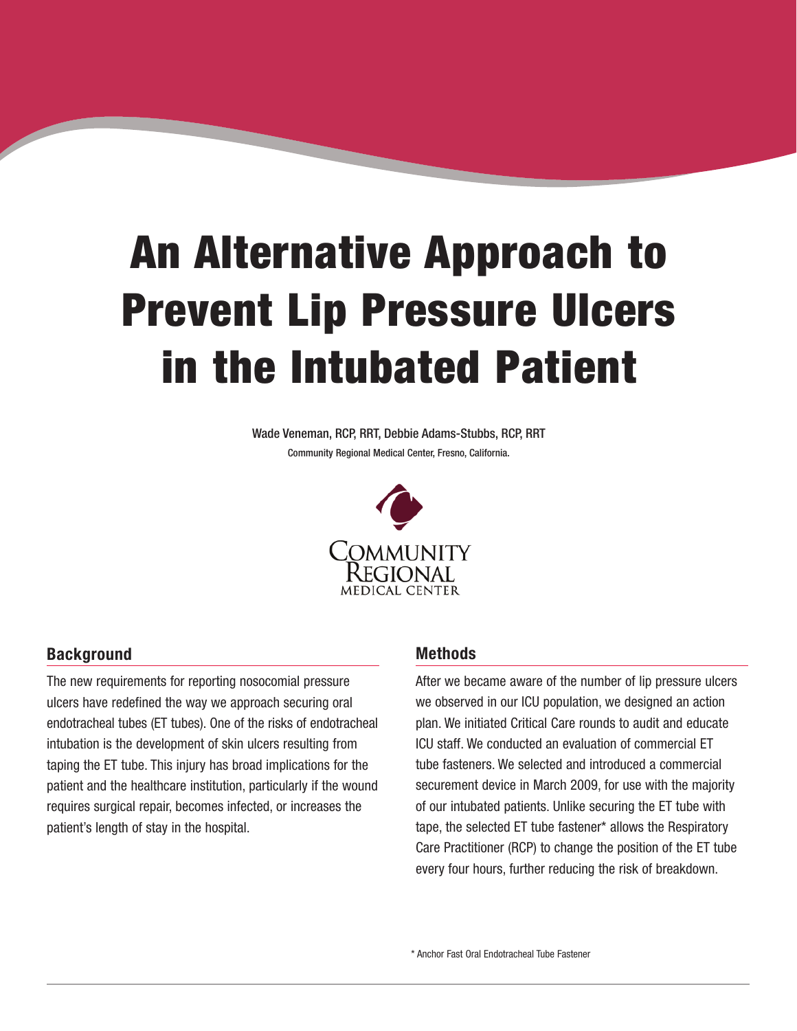# An Alternative Approach to Prevent Lip Pressure Ulcers in the Intubated Patient

Wade Veneman, RCP, RRT, Debbie Adams-Stubbs, RCP, RRT

Community Regional Medical Center, Fresno, California.

## Background

The new requirements for reporting nosocomial pressure ulcers have redefined the way we approach securing oral endotracheal tubes (ET tubes). One of the risks of endotracheal intubation is the development of skin ulcers resulting from taping the ET tube. This injury has broad implications for the patient and the healthcare institution, particularly if the wound requires surgical repair, becomes infected, or increases the patient's length of stay in the hospital.

## Methods

After we became aware of the number of lip pressure ulcers we observed in our ICU population, we designed an action plan. We initiated Critical Care rounds to audit and educate ICU staff. We conducted an evaluation of commercial ET tube fasteners. We selected and introduced a commercial securement device in March 2009, for use with the majority of our intubated patients. Unlike securing the ET tube with tape, the selected ET tube fastener* allows the Respiratory Care Practitioner (RCP) to change the position of the ET tube every four hours, further reducing the risk of breakdown.

\* Anchor Fast Oral Endotracheal Tube Fastener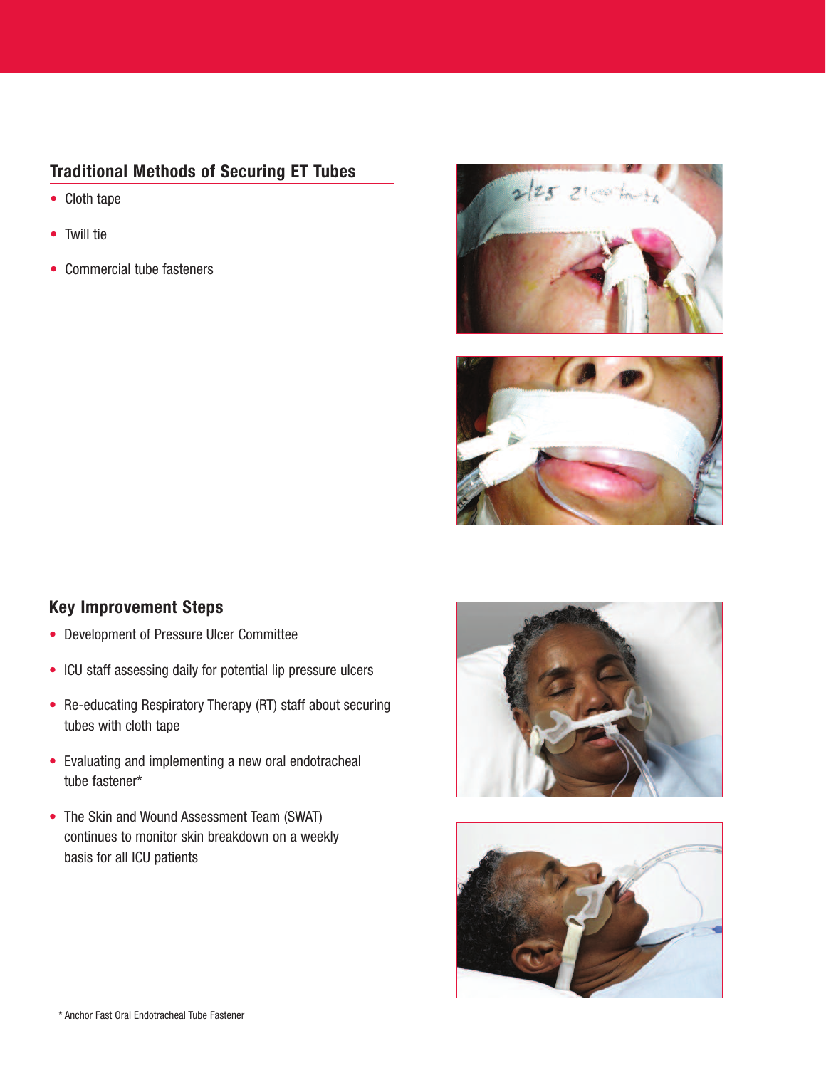## Traditional Methods of Securing ET Tubes

- Cloth tape
- Twill tie
- Commercial tube fasteners

## Key Improvement Steps

- Development of Pressure Ulcer Committee
- ICU staff assessing daily for potential lip pressure ulcers
- Re-educating Respiratory Therapy (RT) staff about securing tubes with cloth tape
- Evaluating and implementing a new oral endotracheal tube fastener*
- The Skin and Wound Assessment Team (SWAT) continues to monitor skin breakdown on a weekly basis for all ICU patients

\* Anchor Fast Oral Endotracheal Tube Fastener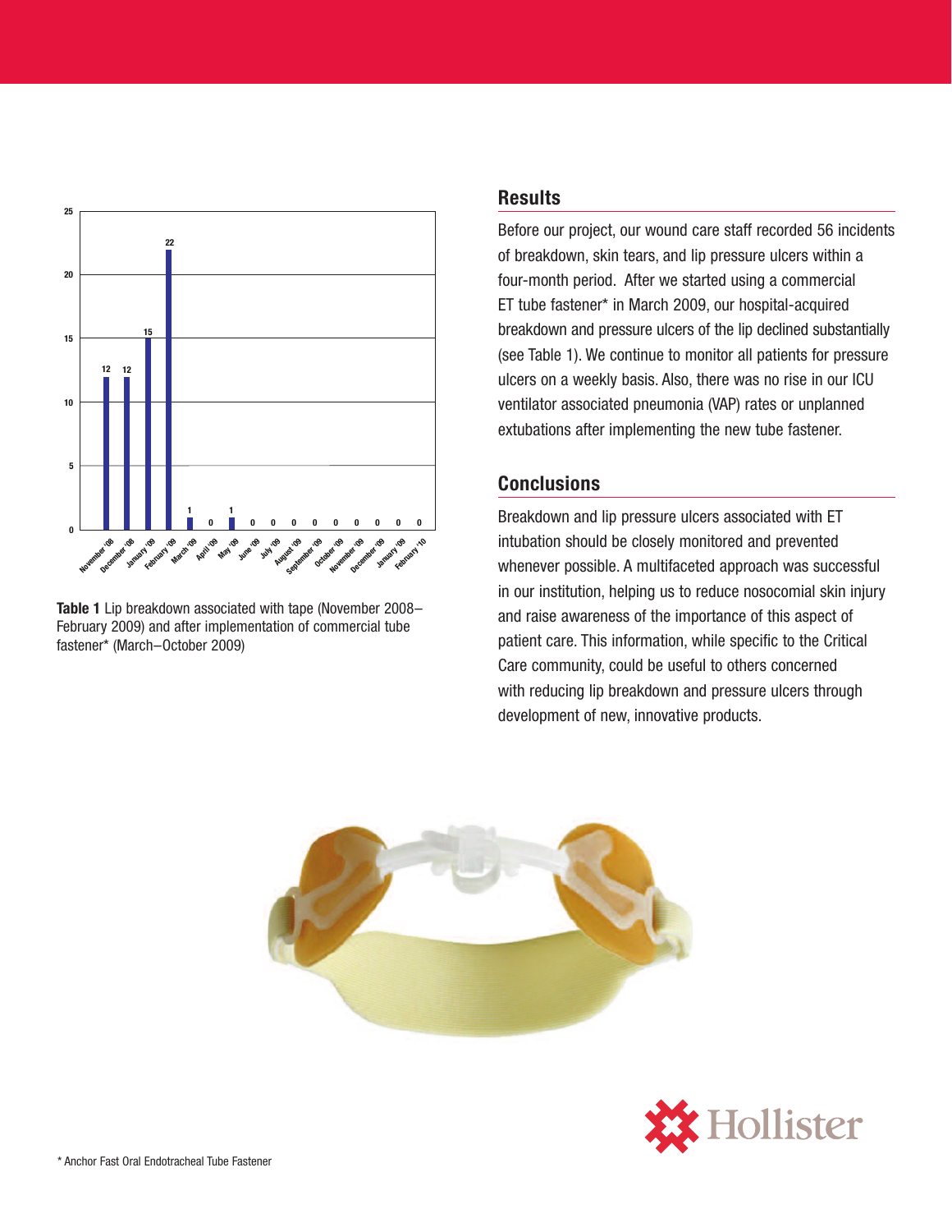| Month | Incidents |
|---|---|
| November '08 | 12 |
| December '08 | 12 |
| January '09 | 15 |
| February '09 | 22 |
| March '09 | 1 |
| April '09 | 0 |
| May '09 | 1 |
| June '09 | 0 |
| July '09 | 0 |
| August '09 | 0 |
| September '09 | 0 |
| October '09 | 0 |
| November '09 | 0 |
| December '09 | 0 |
| January '09 | 0 |
| February '10 | 0 |

**Table 1** Lip breakdown associated with tape (November 2008–February 2009) and after implementation of commercial tube fastener* (March–October 2009)

## Results

Before our project, our wound care staff recorded 56 incidents of breakdown, skin tears, and lip pressure ulcers within a four-month period. After we started using a commercial ET tube fastener* in March 2009, our hospital-acquired breakdown and pressure ulcers of the lip declined substantially (see Table 1). We continue to monitor all patients for pressure ulcers on a weekly basis. Also, there was no rise in our ICU ventilator associated pneumonia (VAP) rates or unplanned extubations after implementing the new tube fastener.

## Conclusions

Breakdown and lip pressure ulcers associated with ET intubation should be closely monitored and prevented whenever possible. A multifaceted approach was successful in our institution, helping us to reduce nosocomial skin injury and raise awareness of the importance of this aspect of patient care. This information, while specific to the Critical Care community, could be useful to others concerned with reducing lip breakdown and pressure ulcers through development of new, innovative products.

Hollister

* Anchor Fast Oral Endotracheal Tube Fastener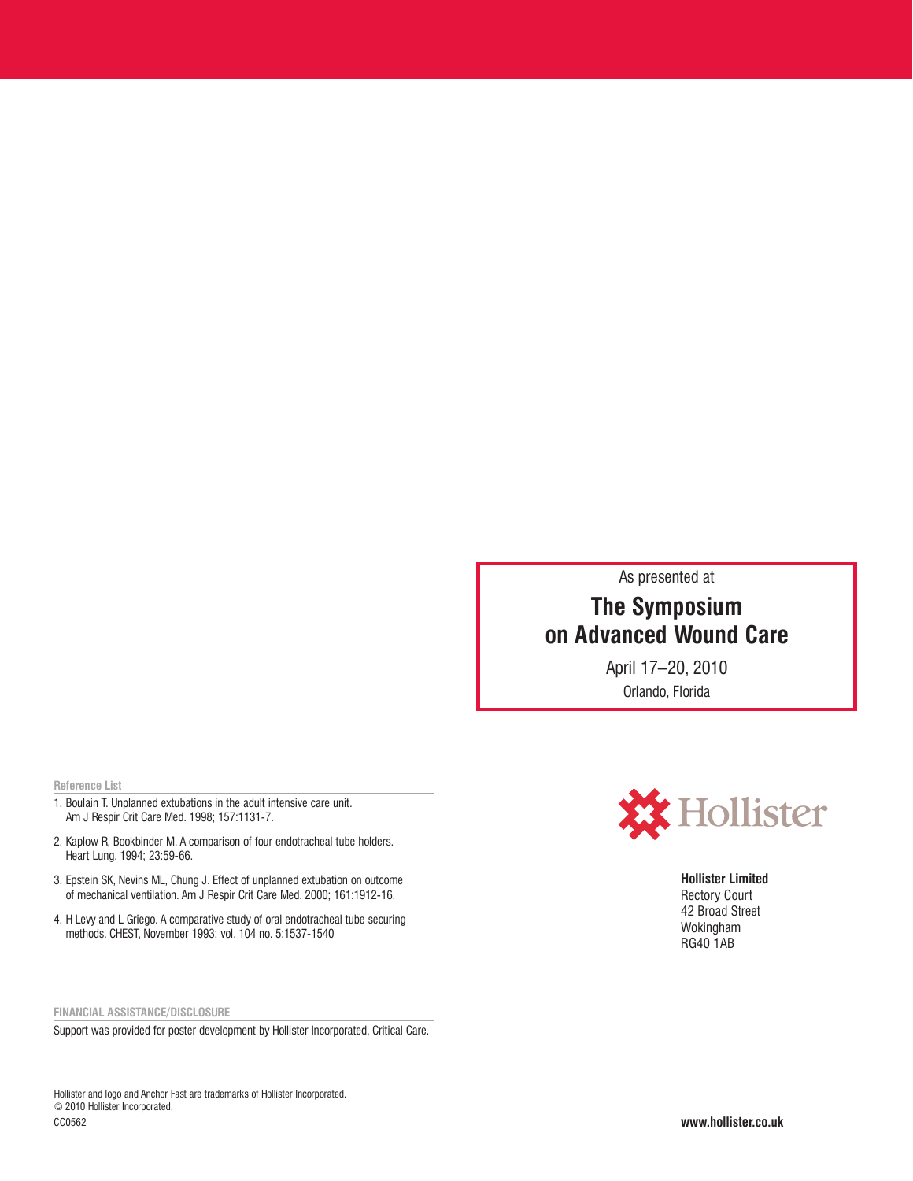As presented at

**The Symposium on Advanced Wound Care**

April 17–20, 2010

Orlando, Florida

**Reference List**

1. Boulain T. Unplanned extubations in the adult intensive care unit. Am J Respir Crit Care Med. 1998; 157:1131-7.
2. Kaplow R, Bookbinder M. A comparison of four endotracheal tube holders. Heart Lung. 1994; 23:59-66.
3. Epstein SK, Nevins ML, Chung J. Effect of unplanned extubation on outcome of mechanical ventilation. Am J Respir Crit Care Med. 2000; 161:1912-16.
4. H Levy and L Griego. A comparative study of oral endotracheal tube securing methods. CHEST, November 1993; vol. 104 no. 5:1537-1540

**FINANCIAL ASSISTANCE/DISCLOSURE**

Support was provided for poster development by Hollister Incorporated, Critical Care.

Hollister

**Hollister Limited**
Rectory Court
42 Broad Street
Wokingham
RG40 1AB

Hollister and logo and Anchor Fast are trademarks of Hollister Incorporated.
© 2010 Hollister Incorporated.
CC0562

**www.hollister.co.uk**